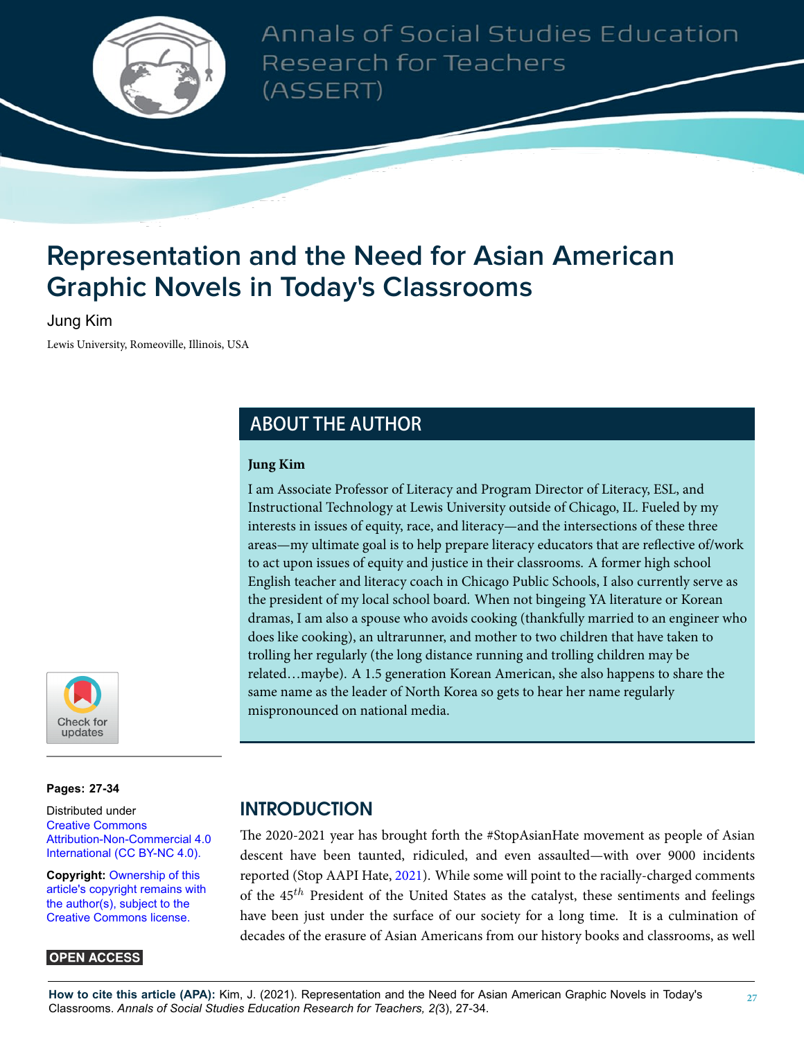# Representation and the Need for Asian American Graphic Novels in Today's Classrooms

Jung Kim

Lewis University, Romeoville, Illinois, USA

## ABOUT THE AUTHOR

**Jung Kim**

I am Associate Professor of Literacy and Program Director of Literacy, ESL, and Instructional Technology at Lewis University outside of Chicago, IL. Fueled by my interests in issues of equity, race, and literacy—and the intersections of these three areas—my ultimate goal is to help prepare literacy educators that are reflective of/work to act upon issues of equity and justice in their classrooms. A former high school English teacher and literacy coach in Chicago Public Schools, I also currently serve as the president of my local school board. When not bingeing YA literature or Korean dramas, I am also a spouse who avoids cooking (thankfully married to an engineer who does like cooking), an ultrarunner, and mother to two children that have taken to trolling her regularly (the long distance running and trolling children may be related…maybe). A 1.5 generation Korean American, she also happens to share the same name as the leader of North Korea so gets to hear her name regularly mispronounced on national media.

**Pages: 27-34**

Distributed under Creative Commons Attribution-Non-Commercial 4.0 International (CC BY-NC 4.0).

**Copyright:** Ownership of this article's copyright remains with the author(s), subject to the Creative Commons license.

**OPEN ACCESS**

## INTRODUCTION

The 2020-2021 year has brought forth the #StopAsianHate movement as people of Asian descent have been taunted, ridiculed, and even assaulted—with over 9000 incidents reported (Stop AAPI Hate, 2021). While some will point to the racially-charged comments of the $45^{th}$ President of the United States as the catalyst, these sentiments and feelings have been just under the surface of our society for a long time. It is a culmination of decades of the erasure of Asian Americans from our history books and classrooms, as well

**How to cite this article (APA):** Kim, J. (2021). Representation and the Need for Asian American Graphic Novels in Today's Classrooms. *Annals of Social Studies Education Research for Teachers, 2*(3), 27-34.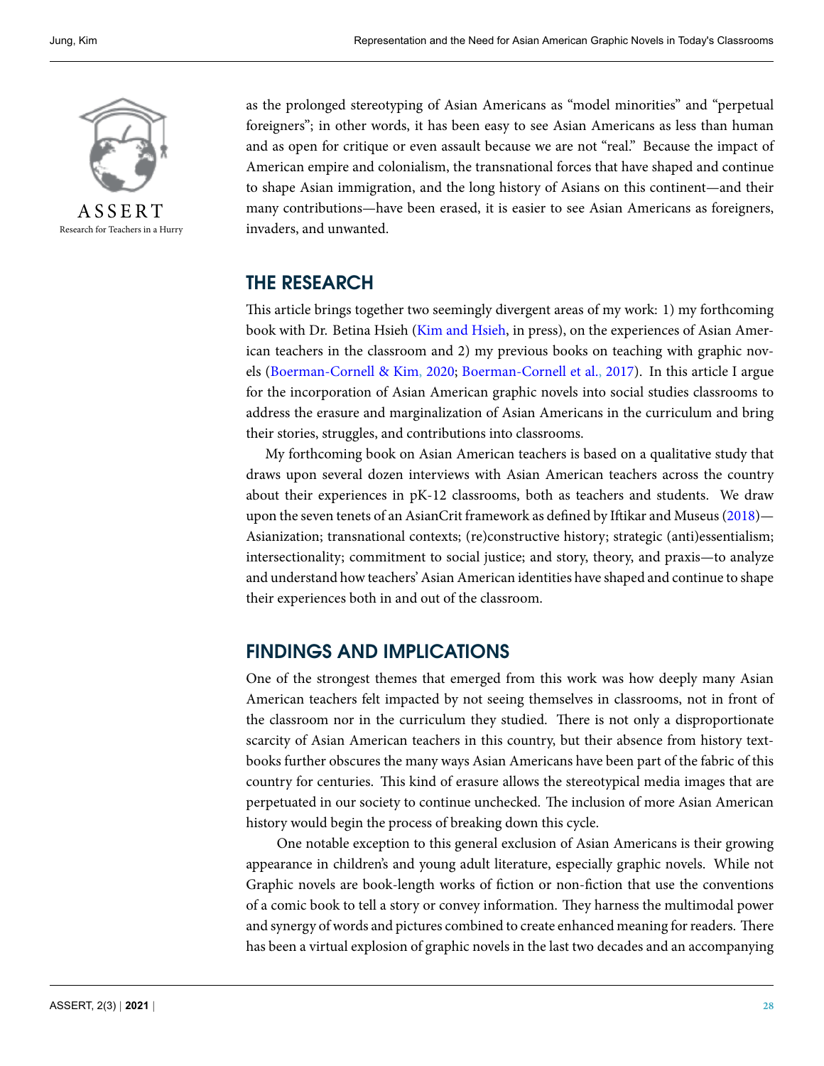as the prolonged stereotyping of Asian Americans as "model minorities" and "perpetual foreigners"; in other words, it has been easy to see Asian Americans as less than human and as open for critique or even assault because we are not "real." Because the impact of American empire and colonialism, the transnational forces that have shaped and continue to shape Asian immigration, and the long history of Asians on this continent—and their many contributions—have been erased, it is easier to see Asian Americans as foreigners, invaders, and unwanted.

## THE RESEARCH

This article brings together two seemingly divergent areas of my work: 1) my forthcoming book with Dr. Betina Hsieh (Kim and Hsieh, in press), on the experiences of Asian American teachers in the classroom and 2) my previous books on teaching with graphic novels (Boerman-Cornell & Kim, 2020; Boerman-Cornell et al., 2017). In this article I argue for the incorporation of Asian American graphic novels into social studies classrooms to address the erasure and marginalization of Asian Americans in the curriculum and bring their stories, struggles, and contributions into classrooms.

My forthcoming book on Asian American teachers is based on a qualitative study that draws upon several dozen interviews with Asian American teachers across the country about their experiences in pK-12 classrooms, both as teachers and students. We draw upon the seven tenets of an AsianCrit framework as defined by Iftikar and Museus (2018)—Asianization; transnational contexts; (re)constructive history; strategic (anti)essentialism; intersectionality; commitment to social justice; and story, theory, and praxis—to analyze and understand how teachers' Asian American identities have shaped and continue to shape their experiences both in and out of the classroom.

## FINDINGS AND IMPLICATIONS

One of the strongest themes that emerged from this work was how deeply many Asian American teachers felt impacted by not seeing themselves in classrooms, not in front of the classroom nor in the curriculum they studied. There is not only a disproportionate scarcity of Asian American teachers in this country, but their absence from history textbooks further obscures the many ways Asian Americans have been part of the fabric of this country for centuries. This kind of erasure allows the stereotypical media images that are perpetuated in our society to continue unchecked. The inclusion of more Asian American history would begin the process of breaking down this cycle.

One notable exception to this general exclusion of Asian Americans is their growing appearance in children's and young adult literature, especially graphic novels. While not Graphic novels are book-length works of fiction or non-fiction that use the conventions of a comic book to tell a story or convey information. They harness the multimodal power and synergy of words and pictures combined to create enhanced meaning for readers. There has been a virtual explosion of graphic novels in the last two decades and an accompanying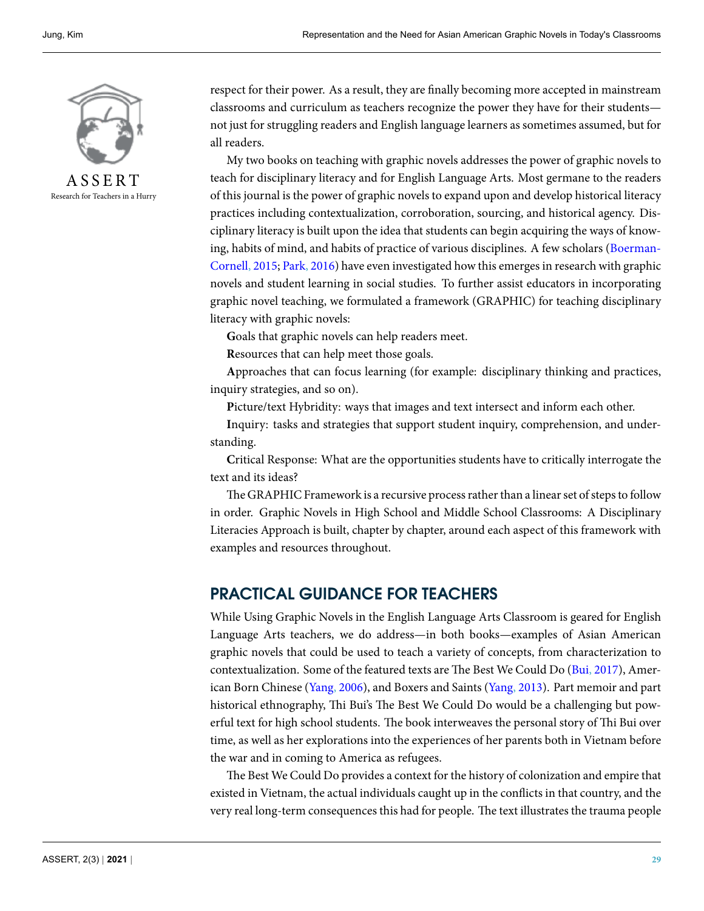respect for their power. As a result, they are finally becoming more accepted in mainstream classrooms and curriculum as teachers recognize the power they have for their students—not just for struggling readers and English language learners as sometimes assumed, but for all readers.

My two books on teaching with graphic novels addresses the power of graphic novels to teach for disciplinary literacy and for English Language Arts. Most germane to the readers of this journal is the power of graphic novels to expand upon and develop historical literacy practices including contextualization, corroboration, sourcing, and historical agency. Disciplinary literacy is built upon the idea that students can begin acquiring the ways of knowing, habits of mind, and habits of practice of various disciplines. A few scholars (Boerman-Cornell, 2015; Park, 2016) have even investigated how this emerges in research with graphic novels and student learning in social studies. To further assist educators in incorporating graphic novel teaching, we formulated a framework (GRAPHIC) for teaching disciplinary literacy with graphic novels:

**G**oals that graphic novels can help readers meet.

**R**esources that can help meet those goals.

**A**pproaches that can focus learning (for example: disciplinary thinking and practices, inquiry strategies, and so on).

**P**icture/text Hybridity: ways that images and text intersect and inform each other.

**I**nquiry: tasks and strategies that support student inquiry, comprehension, and understanding.

**C**ritical Response: What are the opportunities students have to critically interrogate the text and its ideas?

The GRAPHIC Framework is a recursive process rather than a linear set of steps to follow in order. Graphic Novels in High School and Middle School Classrooms: A Disciplinary Literacies Approach is built, chapter by chapter, around each aspect of this framework with examples and resources throughout.

## PRACTICAL GUIDANCE FOR TEACHERS

While Using Graphic Novels in the English Language Arts Classroom is geared for English Language Arts teachers, we do address—in both books—examples of Asian American graphic novels that could be used to teach a variety of concepts, from characterization to contextualization. Some of the featured texts are The Best We Could Do (Bui, 2017), American Born Chinese (Yang, 2006), and Boxers and Saints (Yang, 2013). Part memoir and part historical ethnography, Thi Bui's The Best We Could Do would be a challenging but powerful text for high school students. The book interweaves the personal story of Thi Bui over time, as well as her explorations into the experiences of her parents both in Vietnam before the war and in coming to America as refugees.

The Best We Could Do provides a context for the history of colonization and empire that existed in Vietnam, the actual individuals caught up in the conflicts in that country, and the very real long-term consequences this had for people. The text illustrates the trauma people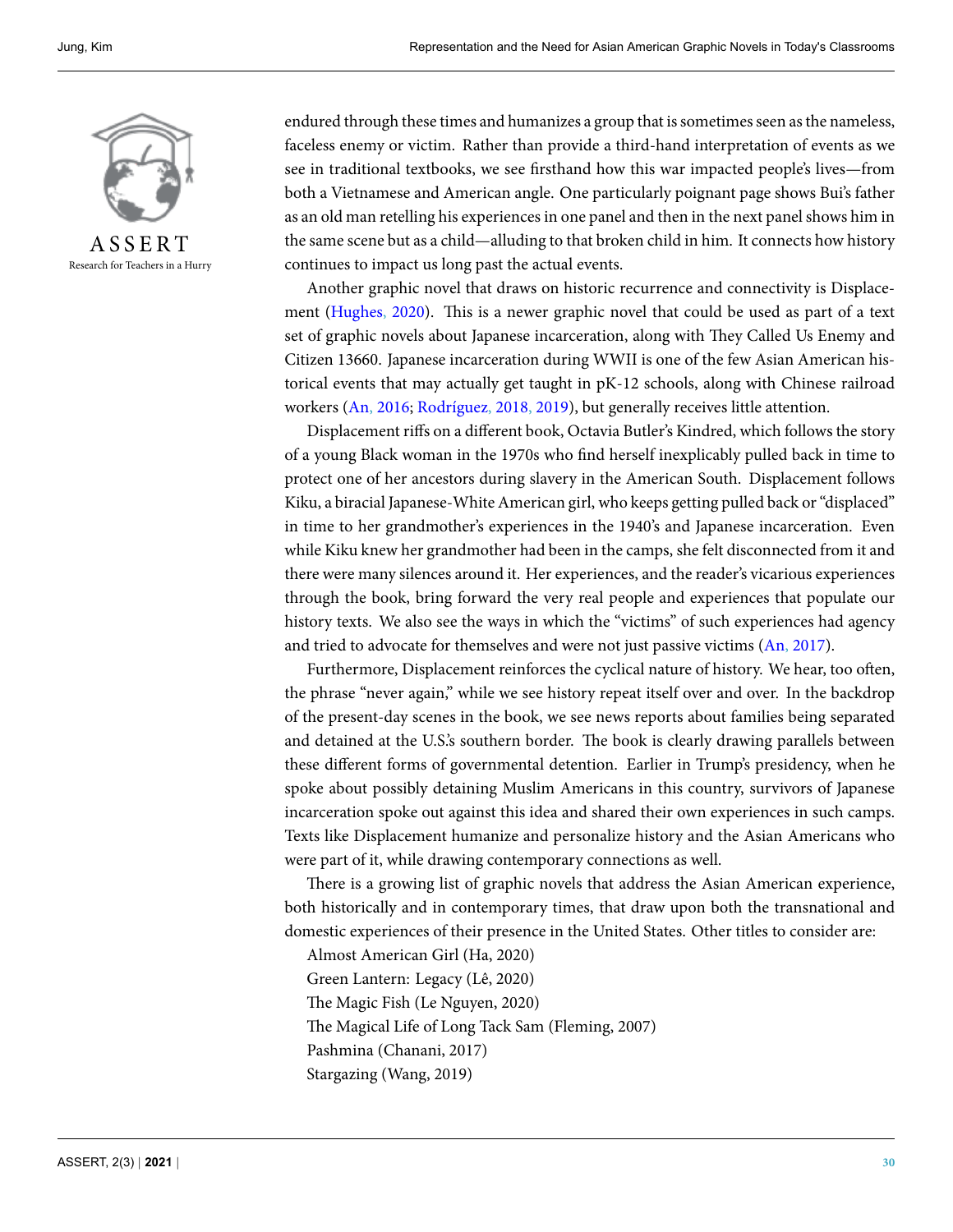endured through these times and humanizes a group that is sometimes seen as the nameless, faceless enemy or victim. Rather than provide a third-hand interpretation of events as we see in traditional textbooks, we see firsthand how this war impacted people's lives—from both a Vietnamese and American angle. One particularly poignant page shows Bui's father as an old man retelling his experiences in one panel and then in the next panel shows him in the same scene but as a child—alluding to that broken child in him. It connects how history continues to impact us long past the actual events.

Another graphic novel that draws on historic recurrence and connectivity is Displacement (Hughes, 2020). This is a newer graphic novel that could be used as part of a text set of graphic novels about Japanese incarceration, along with They Called Us Enemy and Citizen 13660. Japanese incarceration during WWII is one of the few Asian American historical events that may actually get taught in pK-12 schools, along with Chinese railroad workers (An, 2016; Rodríguez, 2018, 2019), but generally receives little attention.

Displacement riffs on a different book, Octavia Butler's Kindred, which follows the story of a young Black woman in the 1970s who find herself inexplicably pulled back in time to protect one of her ancestors during slavery in the American South. Displacement follows Kiku, a biracial Japanese-White American girl, who keeps getting pulled back or "displaced" in time to her grandmother's experiences in the 1940's and Japanese incarceration. Even while Kiku knew her grandmother had been in the camps, she felt disconnected from it and there were many silences around it. Her experiences, and the reader's vicarious experiences through the book, bring forward the very real people and experiences that populate our history texts. We also see the ways in which the "victims" of such experiences had agency and tried to advocate for themselves and were not just passive victims (An, 2017).

Furthermore, Displacement reinforces the cyclical nature of history. We hear, too often, the phrase "never again," while we see history repeat itself over and over. In the backdrop of the present-day scenes in the book, we see news reports about families being separated and detained at the U.S.'s southern border. The book is clearly drawing parallels between these different forms of governmental detention. Earlier in Trump's presidency, when he spoke about possibly detaining Muslim Americans in this country, survivors of Japanese incarceration spoke out against this idea and shared their own experiences in such camps. Texts like Displacement humanize and personalize history and the Asian Americans who were part of it, while drawing contemporary connections as well.

There is a growing list of graphic novels that address the Asian American experience, both historically and in contemporary times, that draw upon both the transnational and domestic experiences of their presence in the United States. Other titles to consider are:

Almost American Girl (Ha, 2020)

Green Lantern: Legacy (Lê, 2020)

The Magic Fish (Le Nguyen, 2020)

The Magical Life of Long Tack Sam (Fleming, 2007)

Pashmina (Chanani, 2017)

Stargazing (Wang, 2019)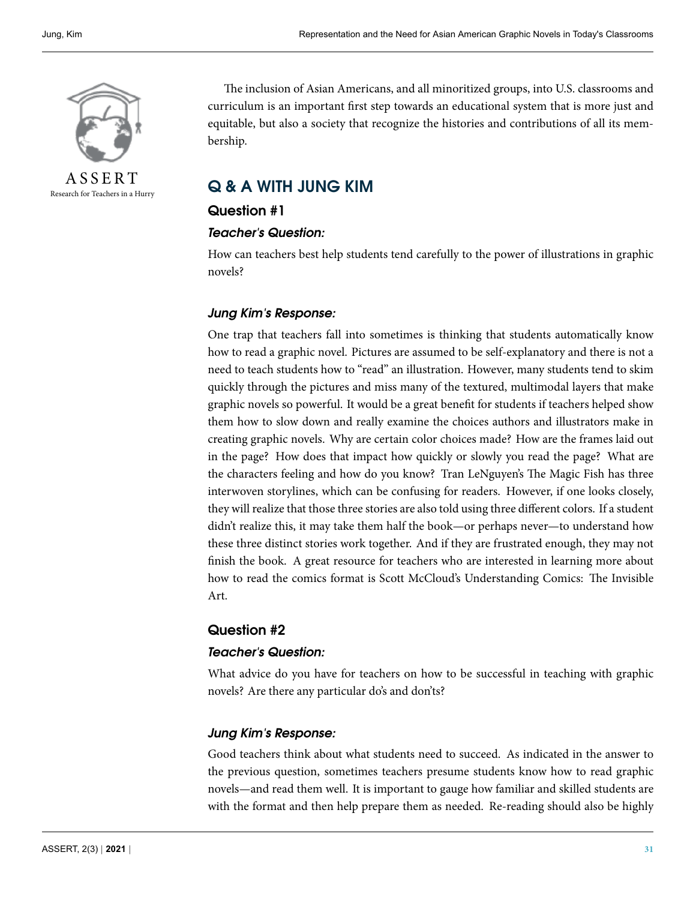The inclusion of Asian Americans, and all minoritized groups, into U.S. classrooms and curriculum is an important first step towards an educational system that is more just and equitable, but also a society that recognize the histories and contributions of all its membership.

## Q & A WITH JUNG KIM

### Question #1

#### *Teacher's Question:*

How can teachers best help students tend carefully to the power of illustrations in graphic novels?

#### *Jung Kim's Response:*

One trap that teachers fall into sometimes is thinking that students automatically know how to read a graphic novel. Pictures are assumed to be self-explanatory and there is not a need to teach students how to "read" an illustration. However, many students tend to skim quickly through the pictures and miss many of the textured, multimodal layers that make graphic novels so powerful. It would be a great benefit for students if teachers helped show them how to slow down and really examine the choices authors and illustrators make in creating graphic novels. Why are certain color choices made? How are the frames laid out in the page? How does that impact how quickly or slowly you read the page? What are the characters feeling and how do you know? Tran LeNguyen's The Magic Fish has three interwoven storylines, which can be confusing for readers. However, if one looks closely, they will realize that those three stories are also told using three different colors. If a student didn't realize this, it may take them half the book—or perhaps never—to understand how these three distinct stories work together. And if they are frustrated enough, they may not finish the book. A great resource for teachers who are interested in learning more about how to read the comics format is Scott McCloud's Understanding Comics: The Invisible Art.

### Question #2

#### *Teacher's Question:*

What advice do you have for teachers on how to be successful in teaching with graphic novels? Are there any particular do's and don'ts?

#### *Jung Kim's Response:*

Good teachers think about what students need to succeed. As indicated in the answer to the previous question, sometimes teachers presume students know how to read graphic novels—and read them well. It is important to gauge how familiar and skilled students are with the format and then help prepare them as needed. Re-reading should also be highly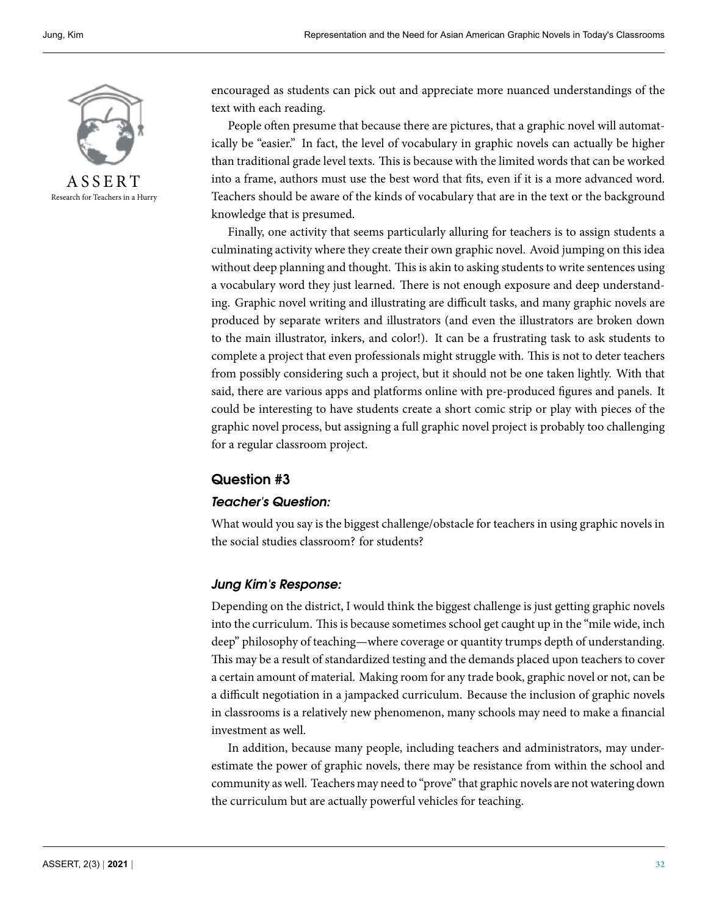encouraged as students can pick out and appreciate more nuanced understandings of the text with each reading.

People often presume that because there are pictures, that a graphic novel will automatically be "easier." In fact, the level of vocabulary in graphic novels can actually be higher than traditional grade level texts. This is because with the limited words that can be worked into a frame, authors must use the best word that fits, even if it is a more advanced word. Teachers should be aware of the kinds of vocabulary that are in the text or the background knowledge that is presumed.

Finally, one activity that seems particularly alluring for teachers is to assign students a culminating activity where they create their own graphic novel. Avoid jumping on this idea without deep planning and thought. This is akin to asking students to write sentences using a vocabulary word they just learned. There is not enough exposure and deep understanding. Graphic novel writing and illustrating are difficult tasks, and many graphic novels are produced by separate writers and illustrators (and even the illustrators are broken down to the main illustrator, inkers, and color!). It can be a frustrating task to ask students to complete a project that even professionals might struggle with. This is not to deter teachers from possibly considering such a project, but it should not be one taken lightly. With that said, there are various apps and platforms online with pre-produced figures and panels. It could be interesting to have students create a short comic strip or play with pieces of the graphic novel process, but assigning a full graphic novel project is probably too challenging for a regular classroom project.

## Question #3

### *Teacher's Question:*

What would you say is the biggest challenge/obstacle for teachers in using graphic novels in the social studies classroom? for students?

### *Jung Kim's Response:*

Depending on the district, I would think the biggest challenge is just getting graphic novels into the curriculum. This is because sometimes school get caught up in the "mile wide, inch deep" philosophy of teaching—where coverage or quantity trumps depth of understanding. This may be a result of standardized testing and the demands placed upon teachers to cover a certain amount of material. Making room for any trade book, graphic novel or not, can be a difficult negotiation in a jampacked curriculum. Because the inclusion of graphic novels in classrooms is a relatively new phenomenon, many schools may need to make a financial investment as well.

In addition, because many people, including teachers and administrators, may underestimate the power of graphic novels, there may be resistance from within the school and community as well. Teachers may need to "prove" that graphic novels are not watering down the curriculum but are actually powerful vehicles for teaching.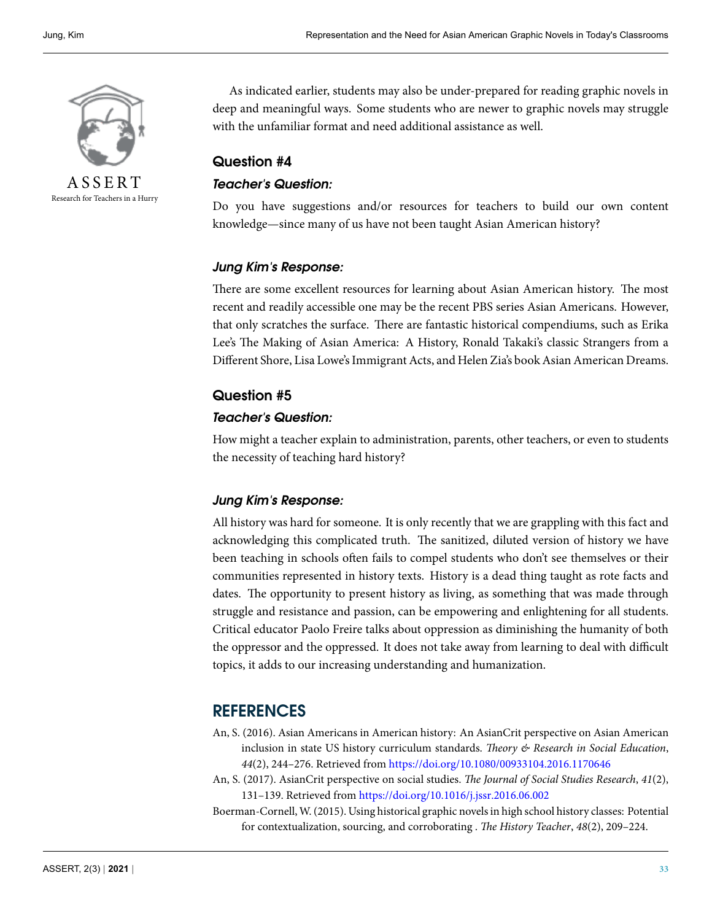As indicated earlier, students may also be under-prepared for reading graphic novels in deep and meaningful ways. Some students who are newer to graphic novels may struggle with the unfamiliar format and need additional assistance as well.

## Question #4

### *Teacher's Question:*

Do you have suggestions and/or resources for teachers to build our own content knowledge—since many of us have not been taught Asian American history?

### *Jung Kim's Response:*

There are some excellent resources for learning about Asian American history. The most recent and readily accessible one may be the recent PBS series Asian Americans. However, that only scratches the surface. There are fantastic historical compendiums, such as Erika Lee's The Making of Asian America: A History, Ronald Takaki's classic Strangers from a Different Shore, Lisa Lowe's Immigrant Acts, and Helen Zia's book Asian American Dreams.

## Question #5

### *Teacher's Question:*

How might a teacher explain to administration, parents, other teachers, or even to students the necessity of teaching hard history?

### *Jung Kim's Response:*

All history was hard for someone. It is only recently that we are grappling with this fact and acknowledging this complicated truth. The sanitized, diluted version of history we have been teaching in schools often fails to compel students who don't see themselves or their communities represented in history texts. History is a dead thing taught as rote facts and dates. The opportunity to present history as living, as something that was made through struggle and resistance and passion, can be empowering and enlightening for all students. Critical educator Paolo Freire talks about oppression as diminishing the humanity of both the oppressor and the oppressed. It does not take away from learning to deal with difficult topics, it adds to our increasing understanding and humanization.

# REFERENCES

An, S. (2016). Asian Americans in American history: An AsianCrit perspective on Asian American inclusion in state US history curriculum standards. *Theory & Research in Social Education*, *44*(2), 244–276. Retrieved from https://doi.org/10.1080/00933104.2016.1170646

An, S. (2017). AsianCrit perspective on social studies. *The Journal of Social Studies Research*, *41*(2), 131–139. Retrieved from https://doi.org/10.1016/j.jssr.2016.06.002

Boerman-Cornell, W. (2015). Using historical graphic novels in high school history classes: Potential for contextualization, sourcing, and corroborating . *The History Teacher*, *48*(2), 209–224.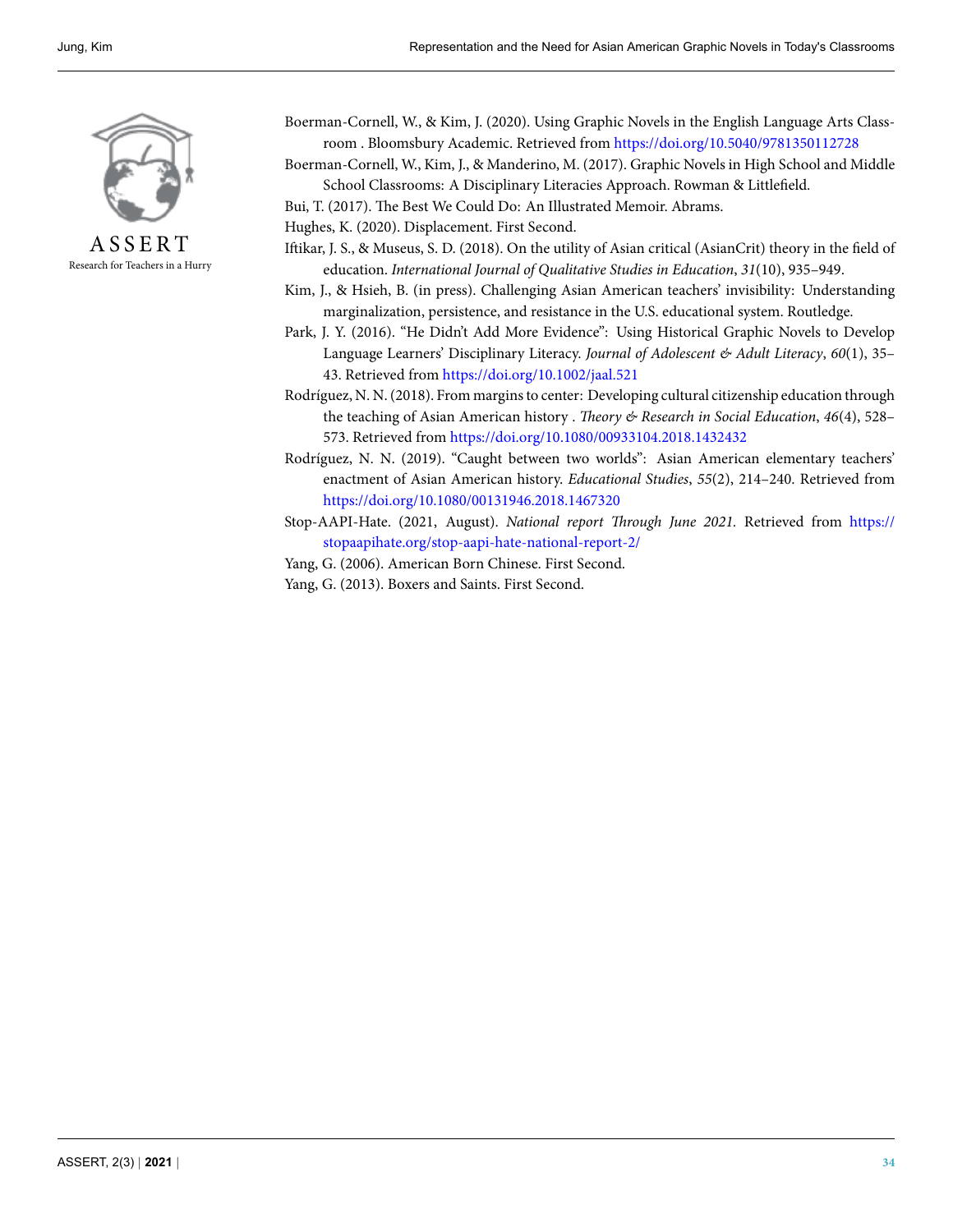Boerman-Cornell, W., & Kim, J. (2020). Using Graphic Novels in the English Language Arts Classroom . Bloomsbury Academic. Retrieved from https://doi.org/10.5040/9781350112728

Boerman-Cornell, W., Kim, J., & Manderino, M. (2017). Graphic Novels in High School and Middle School Classrooms: A Disciplinary Literacies Approach. Rowman & Littlefield.

Bui, T. (2017). The Best We Could Do: An Illustrated Memoir. Abrams.

Hughes, K. (2020). Displacement. First Second.

Iftikar, J. S., & Museus, S. D. (2018). On the utility of Asian critical (AsianCrit) theory in the field of education. *International Journal of Qualitative Studies in Education*, *31*(10), 935–949.

Kim, J., & Hsieh, B. (in press). Challenging Asian American teachers' invisibility: Understanding marginalization, persistence, and resistance in the U.S. educational system. Routledge.

Park, J. Y. (2016). "He Didn't Add More Evidence": Using Historical Graphic Novels to Develop Language Learners' Disciplinary Literacy. *Journal of Adolescent & Adult Literacy*, *60*(1), 35–43. Retrieved from https://doi.org/10.1002/jaal.521

Rodríguez, N. N. (2018). From margins to center: Developing cultural citizenship education through the teaching of Asian American history . *Theory & Research in Social Education*, *46*(4), 528–573. Retrieved from https://doi.org/10.1080/00933104.2018.1432432

Rodríguez, N. N. (2019). "Caught between two worlds": Asian American elementary teachers' enactment of Asian American history. *Educational Studies*, *55*(2), 214–240. Retrieved from https://doi.org/10.1080/00131946.2018.1467320

Stop-AAPI-Hate. (2021, August). *National report Through June 2021.* Retrieved from https://stopaapihate.org/stop-aapi-hate-national-report-2/

Yang, G. (2006). American Born Chinese. First Second.

Yang, G. (2013). Boxers and Saints. First Second.